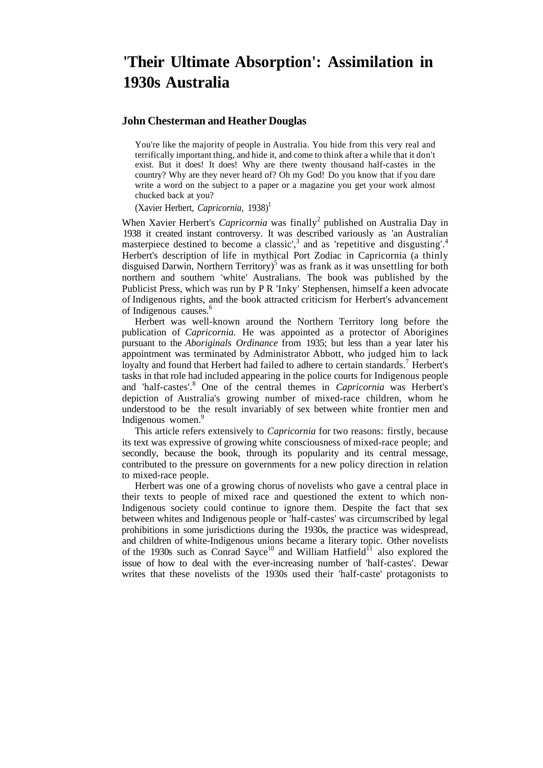# 'Their Ultimate Absorption': Assimilation in 1930s Australia

### John Chesterman and Heather Douglas

> You're like the majority of people in Australia. You hide from this very real and terrifically important thing, and hide it, and come to think after a while that it don't exist. But it does! It does! Why are there twenty thousand half-castes in the country? Why are they never heard of? Oh my God! Do you know that if you dare write a word on the subject to a paper or a magazine you get your work almost chucked back at you?
>
> (Xavier Herbert, *Capricornia,* 1938)[1]

When Xavier Herbert's *Capricornia* was finally[2] published on Australia Day in 1938 it created instant controversy. It was described variously as 'an Australian masterpiece destined to become a classic',[3] and as 'repetitive and disgusting'.[4] Herbert's description of life in mythical Port Zodiac in Capricornia (a thinly disguised Darwin, Northern Territory)[5] was as frank as it was unsettling for both northern and southern 'white' Australians. The book was published by the Publicist Press, which was run by P R 'Inky' Stephensen, himself a keen advocate of Indigenous rights, and the book attracted criticism for Herbert's advancement of Indigenous causes.[6]

Herbert was well-known around the Northern Territory long before the publication of *Capricornia.* He was appointed as a protector of Aborigines pursuant to the *Aboriginals Ordinance* from 1935; but less than a year later his appointment was terminated by Administrator Abbott, who judged him to lack loyalty and found that Herbert had failed to adhere to certain standards.[7] Herbert's tasks in that role had included appearing in the police courts for Indigenous people and 'half-castes'.[8] One of the central themes in *Capricornia* was Herbert's depiction of Australia's growing number of mixed-race children, whom he understood to be the result invariably of sex between white frontier men and Indigenous women.[9]

This article refers extensively to *Capricornia* for two reasons: firstly, because its text was expressive of growing white consciousness of mixed-race people; and secondly, because the book, through its popularity and its central message, contributed to the pressure on governments for a new policy direction in relation to mixed-race people.

Herbert was one of a growing chorus of novelists who gave a central place in their texts to people of mixed race and questioned the extent to which non-Indigenous society could continue to ignore them. Despite the fact that sex between whites and Indigenous people or 'half-castes' was circumscribed by legal prohibitions in some jurisdictions during the 1930s, the practice was widespread, and children of white-Indigenous unions became a literary topic. Other novelists of the 1930s such as Conrad Sayce[10] and William Hatfield[11] also explored the issue of how to deal with the ever-increasing number of 'half-castes'. Dewar writes that these novelists of the 1930s used their 'half-caste' protagonists to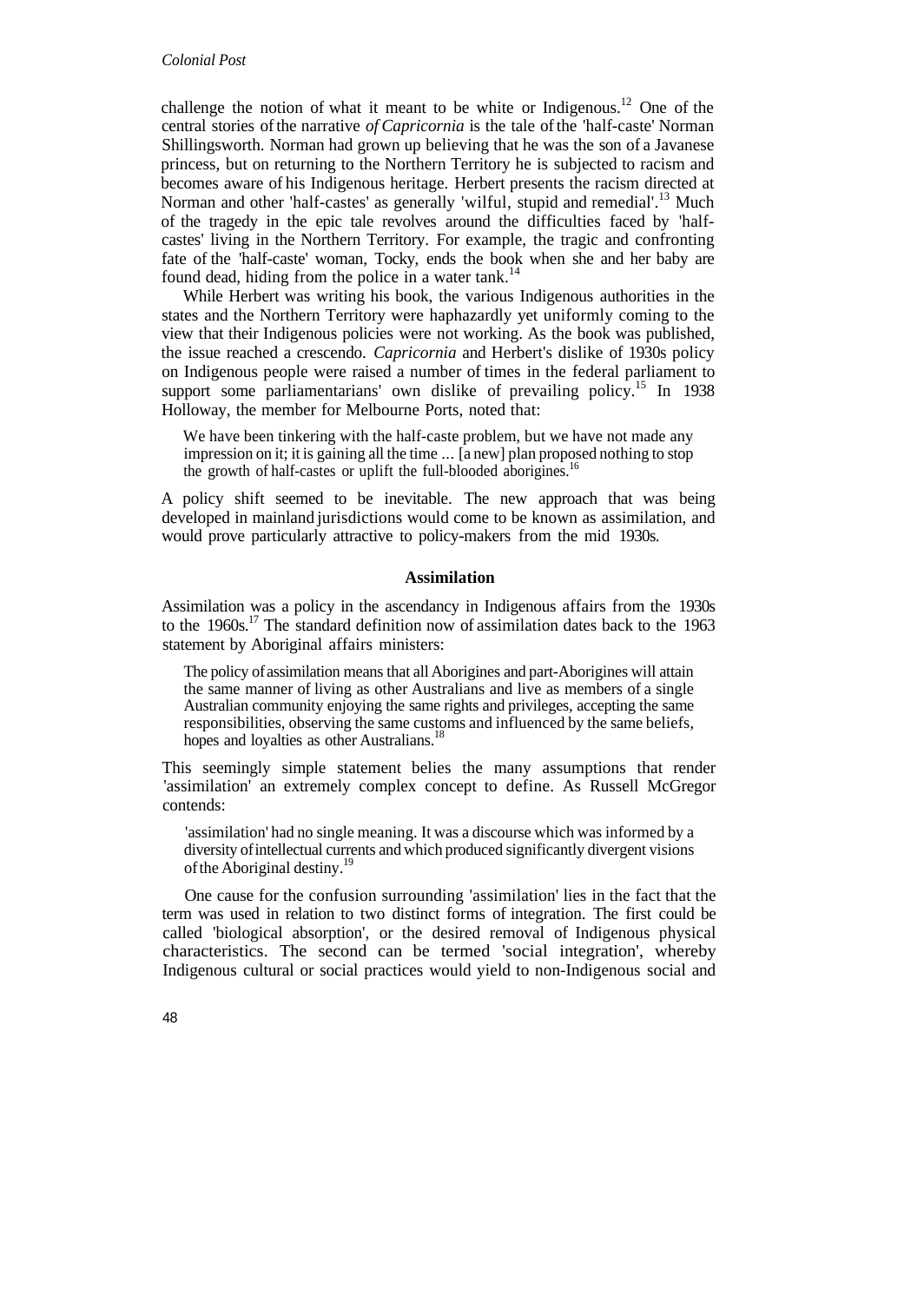challenge the notion of what it meant to be white or Indigenous.[12] One of the central stories of the narrative *of Capricornia* is the tale of the 'half-caste' Norman Shillingsworth. Norman had grown up believing that he was the son of a Javanese princess, but on returning to the Northern Territory he is subjected to racism and becomes aware of his Indigenous heritage. Herbert presents the racism directed at Norman and other 'half-castes' as generally 'wilful, stupid and remedial'.[13] Much of the tragedy in the epic tale revolves around the difficulties faced by 'half-castes' living in the Northern Territory. For example, the tragic and confronting fate of the 'half-caste' woman, Tocky, ends the book when she and her baby are found dead, hiding from the police in a water tank.[14]

While Herbert was writing his book, the various Indigenous authorities in the states and the Northern Territory were haphazardly yet uniformly coming to the view that their Indigenous policies were not working. As the book was published, the issue reached a crescendo. *Capricornia* and Herbert's dislike of 1930s policy on Indigenous people were raised a number of times in the federal parliament to support some parliamentarians' own dislike of prevailing policy.[15] In 1938 Holloway, the member for Melbourne Ports, noted that:

> We have been tinkering with the half-caste problem, but we have not made any impression on it; it is gaining all the time ... [a new] plan proposed nothing to stop the growth of half-castes or uplift the full-blooded aborigines.[16]

A policy shift seemed to be inevitable. The new approach that was being developed in mainland jurisdictions would come to be known as assimilation, and would prove particularly attractive to policy-makers from the mid 1930s.

## Assimilation

Assimilation was a policy in the ascendancy in Indigenous affairs from the 1930s to the 1960s.[17] The standard definition now of assimilation dates back to the 1963 statement by Aboriginal affairs ministers:

> The policy of assimilation means that all Aborigines and part-Aborigines will attain the same manner of living as other Australians and live as members of a single Australian community enjoying the same rights and privileges, accepting the same responsibilities, observing the same customs and influenced by the same beliefs, hopes and loyalties as other Australians.[18]

This seemingly simple statement belies the many assumptions that render 'assimilation' an extremely complex concept to define. As Russell McGregor contends:

> 'assimilation' had no single meaning. It was a discourse which was informed by a diversity of intellectual currents and which produced significantly divergent visions of the Aboriginal destiny.[19]

One cause for the confusion surrounding 'assimilation' lies in the fact that the term was used in relation to two distinct forms of integration. The first could be called 'biological absorption', or the desired removal of Indigenous physical characteristics. The second can be termed 'social integration', whereby Indigenous cultural or social practices would yield to non-Indigenous social and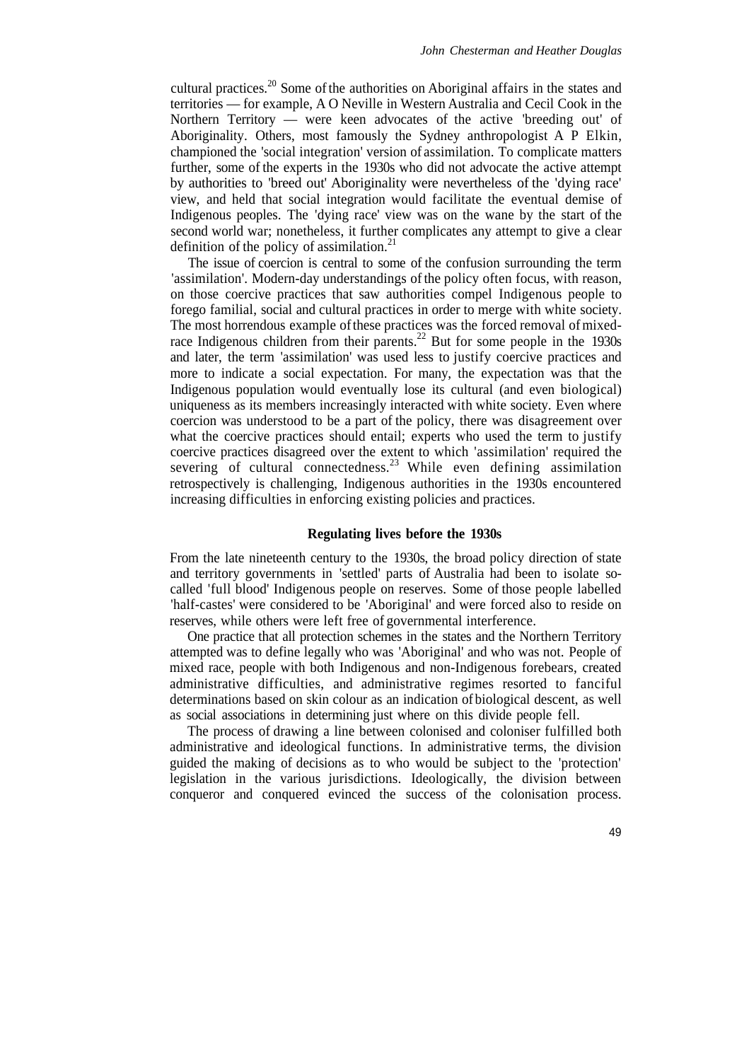cultural practices.[20] Some of the authorities on Aboriginal affairs in the states and territories — for example, A O Neville in Western Australia and Cecil Cook in the Northern Territory — were keen advocates of the active 'breeding out' of Aboriginality. Others, most famously the Sydney anthropologist A P Elkin, championed the 'social integration' version of assimilation. To complicate matters further, some of the experts in the 1930s who did not advocate the active attempt by authorities to 'breed out' Aboriginality were nevertheless of the 'dying race' view, and held that social integration would facilitate the eventual demise of Indigenous peoples. The 'dying race' view was on the wane by the start of the second world war; nonetheless, it further complicates any attempt to give a clear definition of the policy of assimilation.[21]

The issue of coercion is central to some of the confusion surrounding the term 'assimilation'. Modern-day understandings of the policy often focus, with reason, on those coercive practices that saw authorities compel Indigenous people to forego familial, social and cultural practices in order to merge with white society. The most horrendous example of these practices was the forced removal of mixed-race Indigenous children from their parents.[22] But for some people in the 1930s and later, the term 'assimilation' was used less to justify coercive practices and more to indicate a social expectation. For many, the expectation was that the Indigenous population would eventually lose its cultural (and even biological) uniqueness as its members increasingly interacted with white society. Even where coercion was understood to be a part of the policy, there was disagreement over what the coercive practices should entail; experts who used the term to justify coercive practices disagreed over the extent to which 'assimilation' required the severing of cultural connectedness.[23] While even defining assimilation retrospectively is challenging, Indigenous authorities in the 1930s encountered increasing difficulties in enforcing existing policies and practices.

## Regulating lives before the 1930s

From the late nineteenth century to the 1930s, the broad policy direction of state and territory governments in 'settled' parts of Australia had been to isolate so-called 'full blood' Indigenous people on reserves. Some of those people labelled 'half-castes' were considered to be 'Aboriginal' and were forced also to reside on reserves, while others were left free of governmental interference.

One practice that all protection schemes in the states and the Northern Territory attempted was to define legally who was 'Aboriginal' and who was not. People of mixed race, people with both Indigenous and non-Indigenous forebears, created administrative difficulties, and administrative regimes resorted to fanciful determinations based on skin colour as an indication of biological descent, as well as social associations in determining just where on this divide people fell.

The process of drawing a line between colonised and coloniser fulfilled both administrative and ideological functions. In administrative terms, the division guided the making of decisions as to who would be subject to the 'protection' legislation in the various jurisdictions. Ideologically, the division between conqueror and conquered evinced the success of the colonisation process.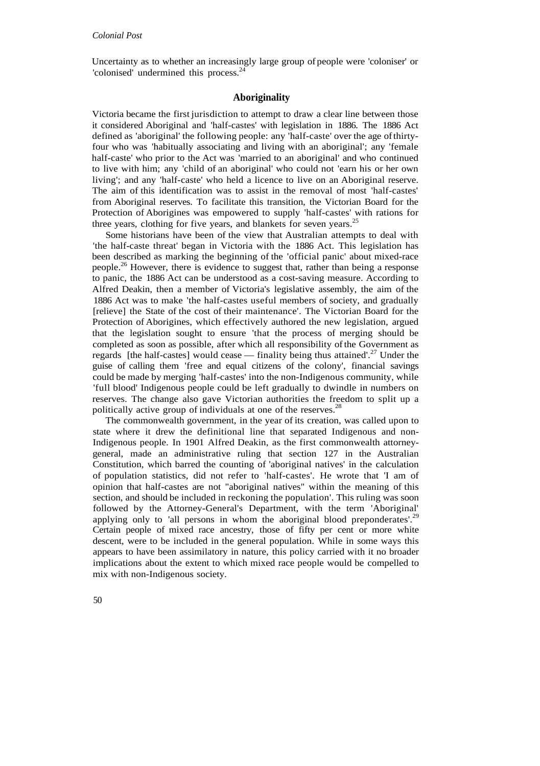Uncertainty as to whether an increasingly large group of people were 'coloniser' or 'colonised' undermined this process.[24]

## Aboriginality

Victoria became the first jurisdiction to attempt to draw a clear line between those it considered Aboriginal and 'half-castes' with legislation in 1886. The 1886 Act defined as 'aboriginal' the following people: any 'half-caste' over the age of thirty-four who was 'habitually associating and living with an aboriginal'; any 'female half-caste' who prior to the Act was 'married to an aboriginal' and who continued to live with him; any 'child of an aboriginal' who could not 'earn his or her own living'; and any 'half-caste' who held a licence to live on an Aboriginal reserve. The aim of this identification was to assist in the removal of most 'half-castes' from Aboriginal reserves. To facilitate this transition, the Victorian Board for the Protection of Aborigines was empowered to supply 'half-castes' with rations for three years, clothing for five years, and blankets for seven years.[25]

Some historians have been of the view that Australian attempts to deal with 'the half-caste threat' began in Victoria with the 1886 Act. This legislation has been described as marking the beginning of the 'official panic' about mixed-race people.[26] However, there is evidence to suggest that, rather than being a response to panic, the 1886 Act can be understood as a cost-saving measure. According to Alfred Deakin, then a member of Victoria's legislative assembly, the aim of the 1886 Act was to make 'the half-castes useful members of society, and gradually [relieve] the State of the cost of their maintenance'. The Victorian Board for the Protection of Aborigines, which effectively authored the new legislation, argued that the legislation sought to ensure 'that the process of merging should be completed as soon as possible, after which all responsibility of the Government as regards [the half-castes] would cease — finality being thus attained'.[27] Under the guise of calling them 'free and equal citizens of the colony', financial savings could be made by merging 'half-castes' into the non-Indigenous community, while 'full blood' Indigenous people could be left gradually to dwindle in numbers on reserves. The change also gave Victorian authorities the freedom to split up a politically active group of individuals at one of the reserves.[28]

The commonwealth government, in the year of its creation, was called upon to state where it drew the definitional line that separated Indigenous and non-Indigenous people. In 1901 Alfred Deakin, as the first commonwealth attorney-general, made an administrative ruling that section 127 in the Australian Constitution, which barred the counting of 'aboriginal natives' in the calculation of population statistics, did not refer to 'half-castes'. He wrote that 'I am of opinion that half-castes are not "aboriginal natives" within the meaning of this section, and should be included in reckoning the population'. This ruling was soon followed by the Attorney-General's Department, with the term 'Aboriginal' applying only to 'all persons in whom the aboriginal blood preponderates'.[29] Certain people of mixed race ancestry, those of fifty per cent or more white descent, were to be included in the general population. While in some ways this appears to have been assimilatory in nature, this policy carried with it no broader implications about the extent to which mixed race people would be compelled to mix with non-Indigenous society.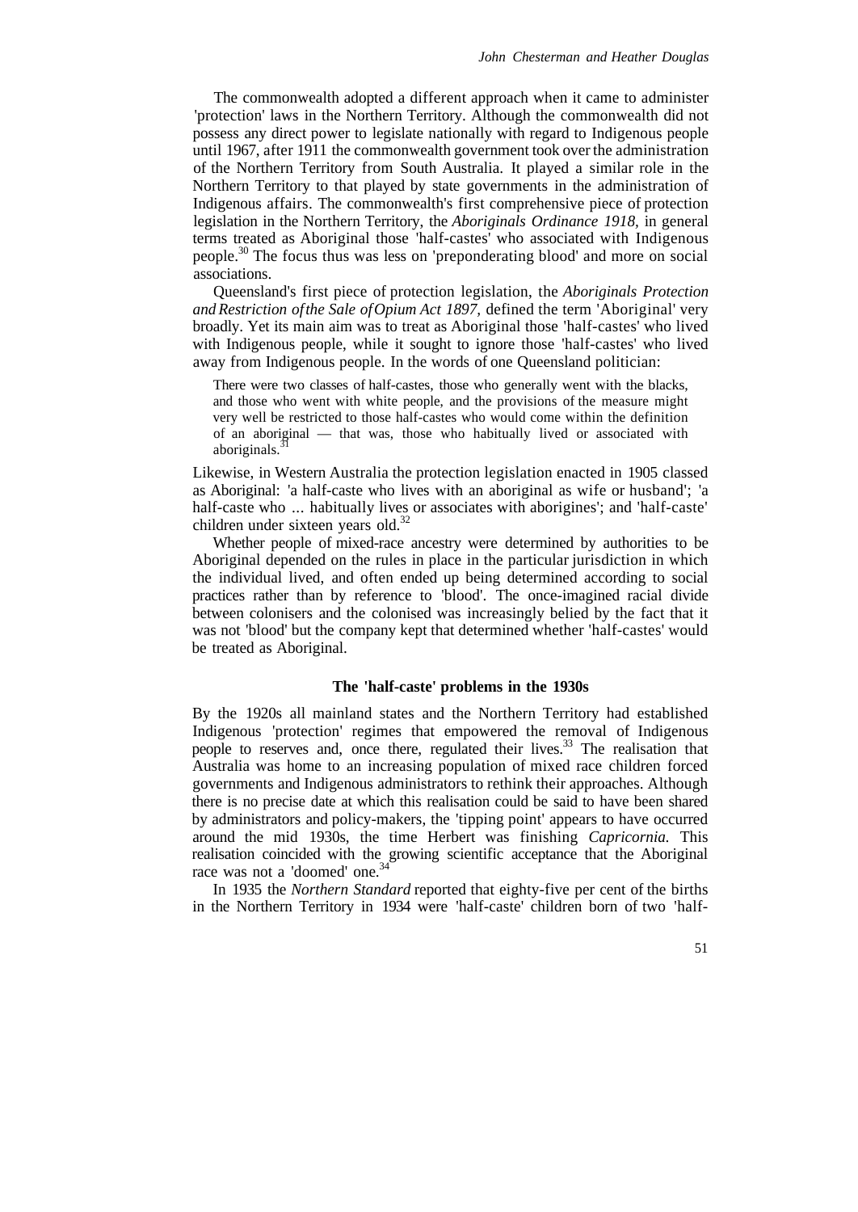The commonwealth adopted a different approach when it came to administer 'protection' laws in the Northern Territory. Although the commonwealth did not possess any direct power to legislate nationally with regard to Indigenous people until 1967, after 1911 the commonwealth government took over the administration of the Northern Territory from South Australia. It played a similar role in the Northern Territory to that played by state governments in the administration of Indigenous affairs. The commonwealth's first comprehensive piece of protection legislation in the Northern Territory, the *Aboriginals Ordinance 1918*, in general terms treated as Aboriginal those 'half-castes' who associated with Indigenous people.[30] The focus thus was less on 'preponderating blood' and more on social associations.

Queensland's first piece of protection legislation, the *Aboriginals Protection and Restriction of the Sale of Opium Act 1897*, defined the term 'Aboriginal' very broadly. Yet its main aim was to treat as Aboriginal those 'half-castes' who lived with Indigenous people, while it sought to ignore those 'half-castes' who lived away from Indigenous people. In the words of one Queensland politician:

> There were two classes of half-castes, those who generally went with the blacks, and those who went with white people, and the provisions of the measure might very well be restricted to those half-castes who would come within the definition of an aboriginal — that was, those who habitually lived or associated with aboriginals.[31]

Likewise, in Western Australia the protection legislation enacted in 1905 classed as Aboriginal: 'a half-caste who lives with an aboriginal as wife or husband'; 'a half-caste who ... habitually lives or associates with aborigines'; and 'half-caste' children under sixteen years old.[32]

Whether people of mixed-race ancestry were determined by authorities to be Aboriginal depended on the rules in place in the particular jurisdiction in which the individual lived, and often ended up being determined according to social practices rather than by reference to 'blood'. The once-imagined racial divide between colonisers and the colonised was increasingly belied by the fact that it was not 'blood' but the company kept that determined whether 'half-castes' would be treated as Aboriginal.

## The 'half-caste' problems in the 1930s

By the 1920s all mainland states and the Northern Territory had established Indigenous 'protection' regimes that empowered the removal of Indigenous people to reserves and, once there, regulated their lives.[33] The realisation that Australia was home to an increasing population of mixed race children forced governments and Indigenous administrators to rethink their approaches. Although there is no precise date at which this realisation could be said to have been shared by administrators and policy-makers, the 'tipping point' appears to have occurred around the mid 1930s, the time Herbert was finishing *Capricornia*. This realisation coincided with the growing scientific acceptance that the Aboriginal race was not a 'doomed' one.[34]

In 1935 the *Northern Standard* reported that eighty-five per cent of the births in the Northern Territory in 1934 were 'half-caste' children born of two 'half-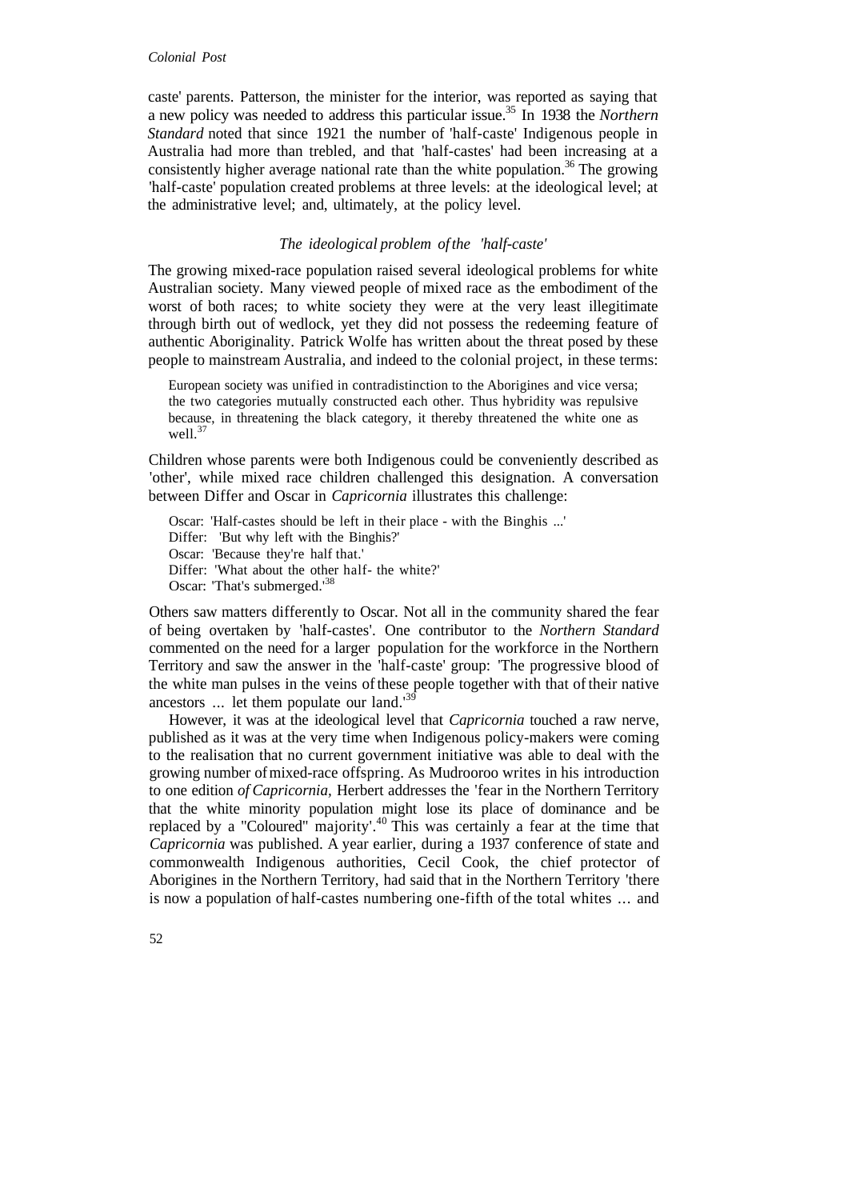caste' parents. Patterson, the minister for the interior, was reported as saying that a new policy was needed to address this particular issue.[35] In 1938 the *Northern Standard* noted that since 1921 the number of 'half-caste' Indigenous people in Australia had more than trebled, and that 'half-castes' had been increasing at a consistently higher average national rate than the white population.[36] The growing 'half-caste' population created problems at three levels: at the ideological level; at the administrative level; and, ultimately, at the policy level.

### *The ideological problem of the 'half-caste'*

The growing mixed-race population raised several ideological problems for white Australian society. Many viewed people of mixed race as the embodiment of the worst of both races; to white society they were at the very least illegitimate through birth out of wedlock, yet they did not possess the redeeming feature of authentic Aboriginality. Patrick Wolfe has written about the threat posed by these people to mainstream Australia, and indeed to the colonial project, in these terms:

> European society was unified in contradistinction to the Aborigines and vice versa; the two categories mutually constructed each other. Thus hybridity was repulsive because, in threatening the black category, it thereby threatened the white one as well.[37]

Children whose parents were both Indigenous could be conveniently described as 'other', while mixed race children challenged this designation. A conversation between Differ and Oscar in *Capricornia* illustrates this challenge:

> Oscar: 'Half-castes should be left in their place - with the Binghis ...'
> Differ: 'But why left with the Binghis?'
> Oscar: 'Because they're half that.'
> Differ: 'What about the other half- the white?'
> Oscar: 'That's submerged.'[38]

Others saw matters differently to Oscar. Not all in the community shared the fear of being overtaken by 'half-castes'. One contributor to the *Northern Standard* commented on the need for a larger population for the workforce in the Northern Territory and saw the answer in the 'half-caste' group: 'The progressive blood of the white man pulses in the veins of these people together with that of their native ancestors ... let them populate our land.'[39]

However, it was at the ideological level that *Capricornia* touched a raw nerve, published as it was at the very time when Indigenous policy-makers were coming to the realisation that no current government initiative was able to deal with the growing number of mixed-race offspring. As Mudrooroo writes in his introduction to one edition *of Capricornia*, Herbert addresses the 'fear in the Northern Territory that the white minority population might lose its place of dominance and be replaced by a "Coloured" majority'.[40] This was certainly a fear at the time that *Capricornia* was published. A year earlier, during a 1937 conference of state and commonwealth Indigenous authorities, Cecil Cook, the chief protector of Aborigines in the Northern Territory, had said that in the Northern Territory 'there is now a population of half-castes numbering one-fifth of the total whites ... and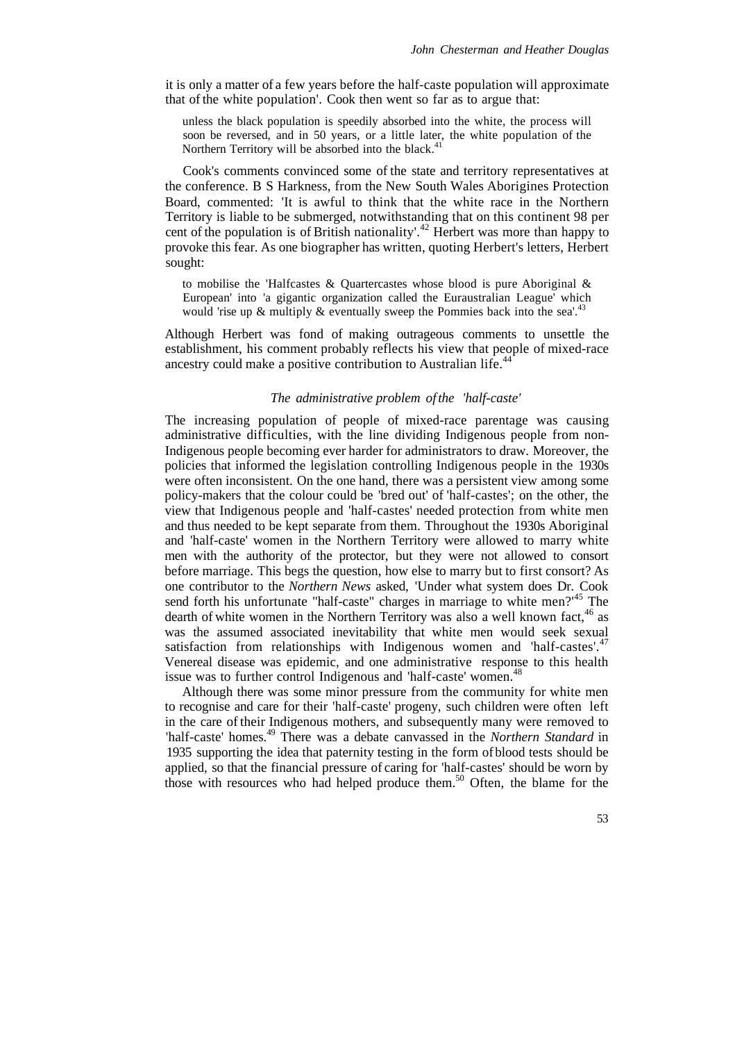it is only a matter of a few years before the half-caste population will approximate that of the white population'. Cook then went so far as to argue that:

> unless the black population is speedily absorbed into the white, the process will soon be reversed, and in 50 years, or a little later, the white population of the Northern Territory will be absorbed into the black.[41]

Cook's comments convinced some of the state and territory representatives at the conference. B S Harkness, from the New South Wales Aborigines Protection Board, commented: 'It is awful to think that the white race in the Northern Territory is liable to be submerged, notwithstanding that on this continent 98 per cent of the population is of British nationality'.[42] Herbert was more than happy to provoke this fear. As one biographer has written, quoting Herbert's letters, Herbert sought:

> to mobilise the 'Halfcastes & Quartercastes whose blood is pure Aboriginal & European' into 'a gigantic organization called the Euraustralian League' which would 'rise up & multiply & eventually sweep the Pommies back into the sea'.[43]

Although Herbert was fond of making outrageous comments to unsettle the establishment, his comment probably reflects his view that people of mixed-race ancestry could make a positive contribution to Australian life.[44]

### *The administrative problem of the 'half-caste'*

The increasing population of people of mixed-race parentage was causing administrative difficulties, with the line dividing Indigenous people from non-Indigenous people becoming ever harder for administrators to draw. Moreover, the policies that informed the legislation controlling Indigenous people in the 1930s were often inconsistent. On the one hand, there was a persistent view among some policy-makers that the colour could be 'bred out' of 'half-castes'; on the other, the view that Indigenous people and 'half-castes' needed protection from white men and thus needed to be kept separate from them. Throughout the 1930s Aboriginal and 'half-caste' women in the Northern Territory were allowed to marry white men with the authority of the protector, but they were not allowed to consort before marriage. This begs the question, how else to marry but to first consort? As one contributor to the *Northern News* asked, 'Under what system does Dr. Cook send forth his unfortunate "half-caste" charges in marriage to white men?'[45] The dearth of white women in the Northern Territory was also a well known fact,[46] as was the assumed associated inevitability that white men would seek sexual satisfaction from relationships with Indigenous women and 'half-castes'.[47] Venereal disease was epidemic, and one administrative response to this health issue was to further control Indigenous and 'half-caste' women.[48]

Although there was some minor pressure from the community for white men to recognise and care for their 'half-caste' progeny, such children were often left in the care of their Indigenous mothers, and subsequently many were removed to 'half-caste' homes.[49] There was a debate canvassed in the *Northern Standard* in 1935 supporting the idea that paternity testing in the form of blood tests should be applied, so that the financial pressure of caring for 'half-castes' should be worn by those with resources who had helped produce them.[50] Often, the blame for the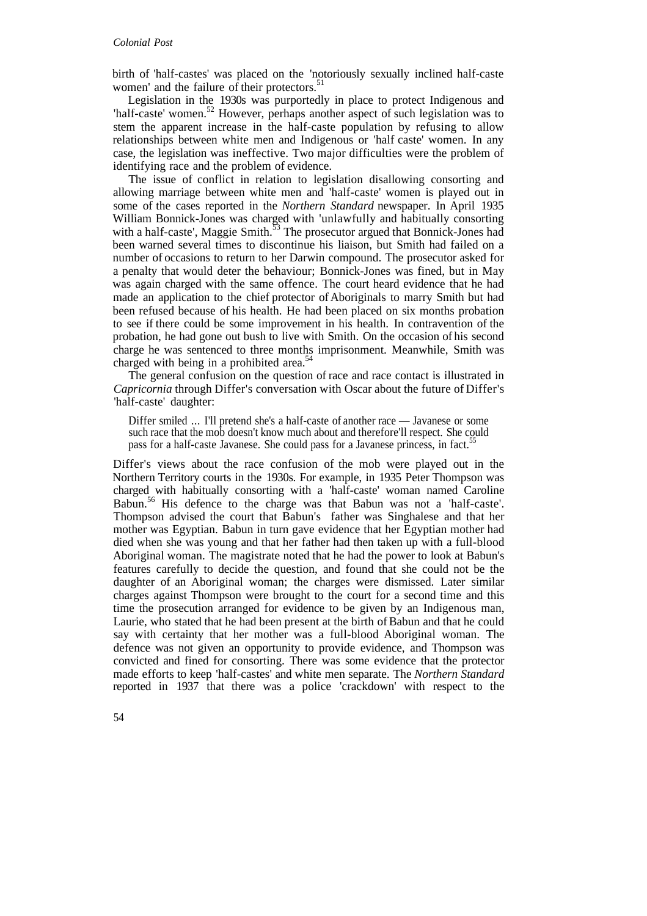birth of 'half-castes' was placed on the 'notoriously sexually inclined half-caste women' and the failure of their protectors.[51]

Legislation in the 1930s was purportedly in place to protect Indigenous and 'half-caste' women.[52] However, perhaps another aspect of such legislation was to stem the apparent increase in the half-caste population by refusing to allow relationships between white men and Indigenous or 'half caste' women. In any case, the legislation was ineffective. Two major difficulties were the problem of identifying race and the problem of evidence.

The issue of conflict in relation to legislation disallowing consorting and allowing marriage between white men and 'half-caste' women is played out in some of the cases reported in the *Northern Standard* newspaper. In April 1935 William Bonnick-Jones was charged with 'unlawfully and habitually consorting with a half-caste', Maggie Smith.[53] The prosecutor argued that Bonnick-Jones had been warned several times to discontinue his liaison, but Smith had failed on a number of occasions to return to her Darwin compound. The prosecutor asked for a penalty that would deter the behaviour; Bonnick-Jones was fined, but in May was again charged with the same offence. The court heard evidence that he had made an application to the chief protector of Aboriginals to marry Smith but had been refused because of his health. He had been placed on six months probation to see if there could be some improvement in his health. In contravention of the probation, he had gone out bush to live with Smith. On the occasion of his second charge he was sentenced to three months imprisonment. Meanwhile, Smith was charged with being in a prohibited area.[54]

The general confusion on the question of race and race contact is illustrated in *Capricornia* through Differ's conversation with Oscar about the future of Differ's 'half-caste' daughter:

> Differ smiled ... I'll pretend she's a half-caste of another race — Javanese or some such race that the mob doesn't know much about and therefore'll respect. She could pass for a half-caste Javanese. She could pass for a Javanese princess, in fact.[55]

Differ's views about the race confusion of the mob were played out in the Northern Territory courts in the 1930s. For example, in 1935 Peter Thompson was charged with habitually consorting with a 'half-caste' woman named Caroline Babun.[56] His defence to the charge was that Babun was not a 'half-caste'. Thompson advised the court that Babun's father was Singhalese and that her mother was Egyptian. Babun in turn gave evidence that her Egyptian mother had died when she was young and that her father had then taken up with a full-blood Aboriginal woman. The magistrate noted that he had the power to look at Babun's features carefully to decide the question, and found that she could not be the daughter of an Aboriginal woman; the charges were dismissed. Later similar charges against Thompson were brought to the court for a second time and this time the prosecution arranged for evidence to be given by an Indigenous man, Laurie, who stated that he had been present at the birth of Babun and that he could say with certainty that her mother was a full-blood Aboriginal woman. The defence was not given an opportunity to provide evidence, and Thompson was convicted and fined for consorting. There was some evidence that the protector made efforts to keep 'half-castes' and white men separate. The *Northern Standard* reported in 1937 that there was a police 'crackdown' with respect to the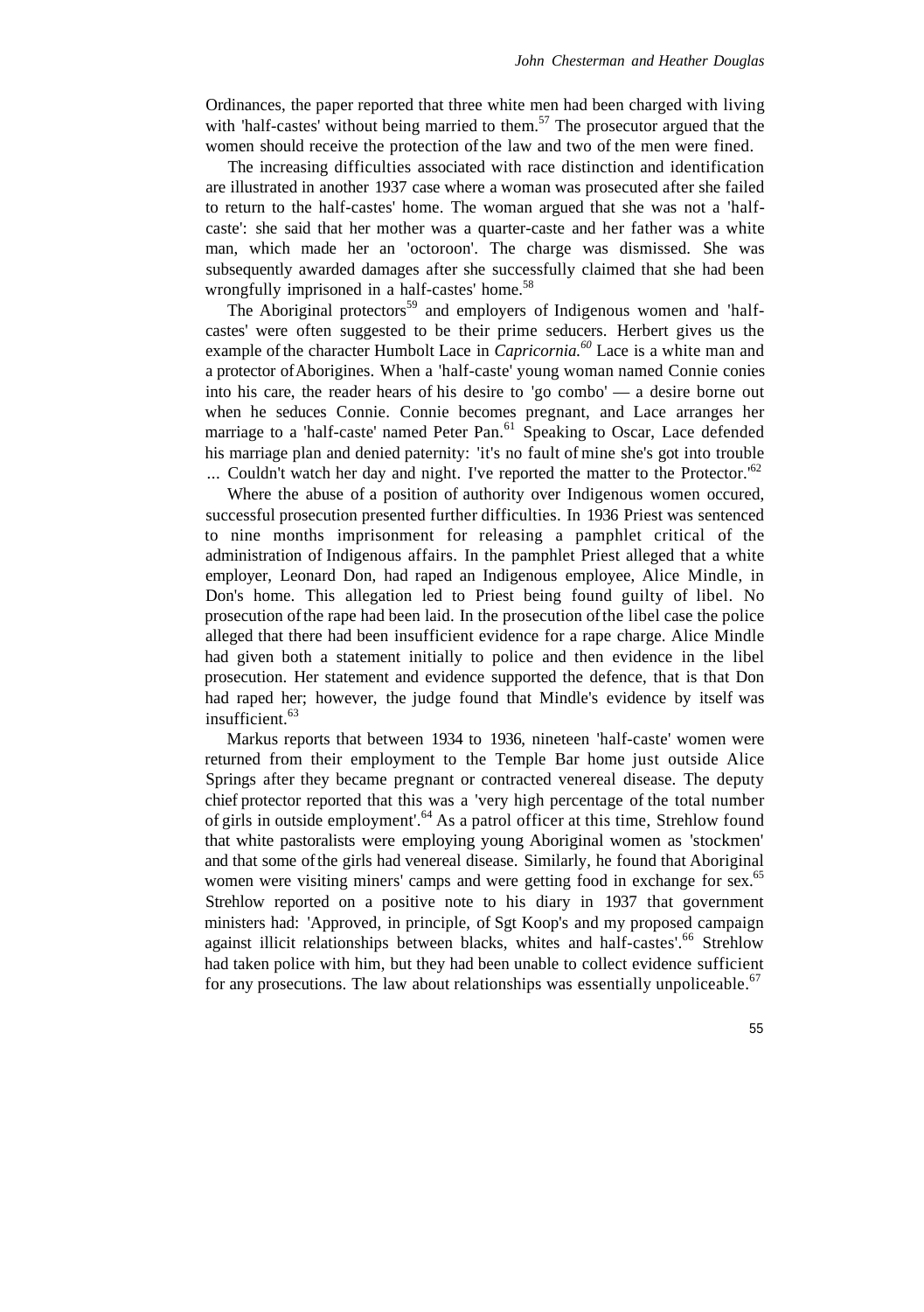Ordinances, the paper reported that three white men had been charged with living with 'half-castes' without being married to them.[57] The prosecutor argued that the women should receive the protection of the law and two of the men were fined.

The increasing difficulties associated with race distinction and identification are illustrated in another 1937 case where a woman was prosecuted after she failed to return to the half-castes' home. The woman argued that she was not a 'half-caste': she said that her mother was a quarter-caste and her father was a white man, which made her an 'octoroon'. The charge was dismissed. She was subsequently awarded damages after she successfully claimed that she had been wrongfully imprisoned in a half-castes' home.[58]

The Aboriginal protectors[59] and employers of Indigenous women and 'half-castes' were often suggested to be their prime seducers. Herbert gives us the example of the character Humbolt Lace in *Capricornia.*[60] Lace is a white man and a protector of Aborigines. When a 'half-caste' young woman named Connie conies into his care, the reader hears of his desire to 'go combo' — a desire borne out when he seduces Connie. Connie becomes pregnant, and Lace arranges her marriage to a 'half-caste' named Peter Pan.[61] Speaking to Oscar, Lace defended his marriage plan and denied paternity: 'it's no fault of mine she's got into trouble ... Couldn't watch her day and night. I've reported the matter to the Protector.'[62]

Where the abuse of a position of authority over Indigenous women occured, successful prosecution presented further difficulties. In 1936 Priest was sentenced to nine months imprisonment for releasing a pamphlet critical of the administration of Indigenous affairs. In the pamphlet Priest alleged that a white employer, Leonard Don, had raped an Indigenous employee, Alice Mindle, in Don's home. This allegation led to Priest being found guilty of libel. No prosecution of the rape had been laid. In the prosecution of the libel case the police alleged that there had been insufficient evidence for a rape charge. Alice Mindle had given both a statement initially to police and then evidence in the libel prosecution. Her statement and evidence supported the defence, that is that Don had raped her; however, the judge found that Mindle's evidence by itself was insufficient.[63]

Markus reports that between 1934 to 1936, nineteen 'half-caste' women were returned from their employment to the Temple Bar home just outside Alice Springs after they became pregnant or contracted venereal disease. The deputy chief protector reported that this was a 'very high percentage of the total number of girls in outside employment'.[64] As a patrol officer at this time, Strehlow found that white pastoralists were employing young Aboriginal women as 'stockmen' and that some of the girls had venereal disease. Similarly, he found that Aboriginal women were visiting miners' camps and were getting food in exchange for sex.[65] Strehlow reported on a positive note to his diary in 1937 that government ministers had: 'Approved, in principle, of Sgt Koop's and my proposed campaign against illicit relationships between blacks, whites and half-castes'.[66] Strehlow had taken police with him, but they had been unable to collect evidence sufficient for any prosecutions. The law about relationships was essentially unpoliceable.[67]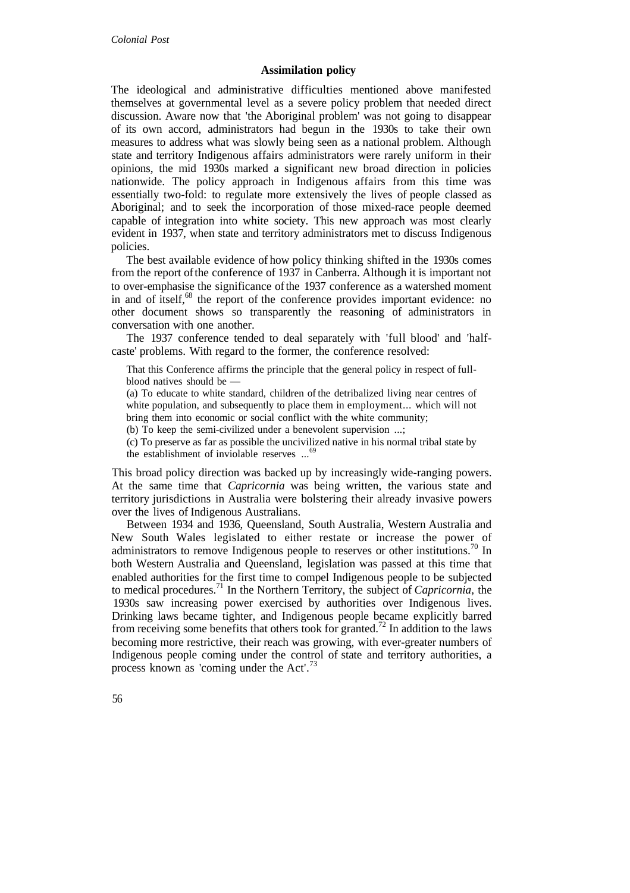## Assimilation policy

The ideological and administrative difficulties mentioned above manifested themselves at governmental level as a severe policy problem that needed direct discussion. Aware now that 'the Aboriginal problem' was not going to disappear of its own accord, administrators had begun in the 1930s to take their own measures to address what was slowly being seen as a national problem. Although state and territory Indigenous affairs administrators were rarely uniform in their opinions, the mid 1930s marked a significant new broad direction in policies nationwide. The policy approach in Indigenous affairs from this time was essentially two-fold: to regulate more extensively the lives of people classed as Aboriginal; and to seek the incorporation of those mixed-race people deemed capable of integration into white society. This new approach was most clearly evident in 1937, when state and territory administrators met to discuss Indigenous policies.

The best available evidence of how policy thinking shifted in the 1930s comes from the report of the conference of 1937 in Canberra. Although it is important not to over-emphasise the significance of the 1937 conference as a watershed moment in and of itself,[68] the report of the conference provides important evidence: no other document shows so transparently the reasoning of administrators in conversation with one another.

The 1937 conference tended to deal separately with 'full blood' and 'half-caste' problems. With regard to the former, the conference resolved:

> That this Conference affirms the principle that the general policy in respect of full-blood natives should be —
>
> (a) To educate to white standard, children of the detribalized living near centres of white population, and subsequently to place them in employment... which will not bring them into economic or social conflict with the white community;
>
> (b) To keep the semi-civilized under a benevolent supervision ...;
>
> (c) To preserve as far as possible the uncivilized native in his normal tribal state by the establishment of inviolable reserves ...[69]

This broad policy direction was backed up by increasingly wide-ranging powers. At the same time that *Capricornia* was being written, the various state and territory jurisdictions in Australia were bolstering their already invasive powers over the lives of Indigenous Australians.

Between 1934 and 1936, Queensland, South Australia, Western Australia and New South Wales legislated to either restate or increase the power of administrators to remove Indigenous people to reserves or other institutions.[70] In both Western Australia and Queensland, legislation was passed at this time that enabled authorities for the first time to compel Indigenous people to be subjected to medical procedures.[71] In the Northern Territory, the subject of *Capricornia*, the 1930s saw increasing power exercised by authorities over Indigenous lives. Drinking laws became tighter, and Indigenous people became explicitly barred from receiving some benefits that others took for granted.[72] In addition to the laws becoming more restrictive, their reach was growing, with ever-greater numbers of Indigenous people coming under the control of state and territory authorities, a process known as 'coming under the Act'.[73]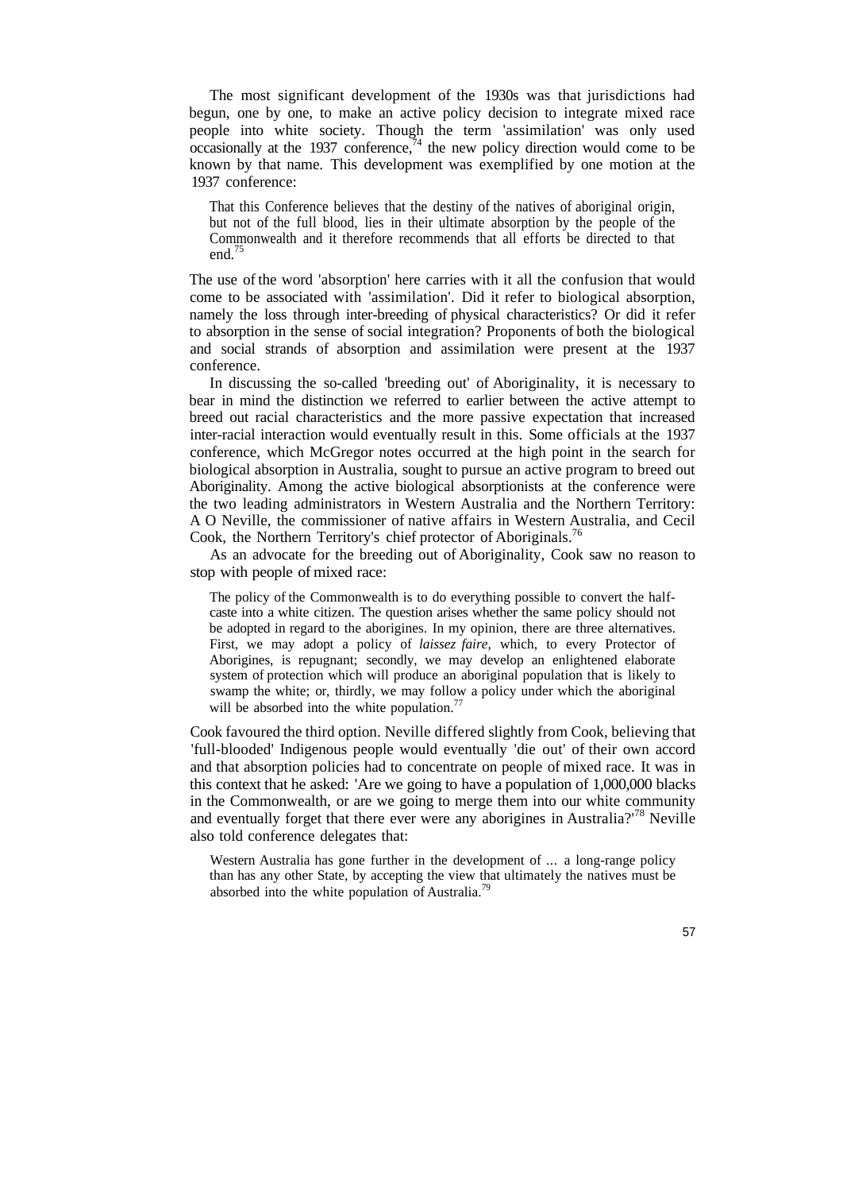The most significant development of the 1930s was that jurisdictions had begun, one by one, to make an active policy decision to integrate mixed race people into white society. Though the term 'assimilation' was only used occasionally at the 1937 conference,[74] the new policy direction would come to be known by that name. This development was exemplified by one motion at the 1937 conference:

> That this Conference believes that the destiny of the natives of aboriginal origin, but not of the full blood, lies in their ultimate absorption by the people of the Commonwealth and it therefore recommends that all efforts be directed to that end.[75]

The use of the word 'absorption' here carries with it all the confusion that would come to be associated with 'assimilation'. Did it refer to biological absorption, namely the loss through inter-breeding of physical characteristics? Or did it refer to absorption in the sense of social integration? Proponents of both the biological and social strands of absorption and assimilation were present at the 1937 conference.

In discussing the so-called 'breeding out' of Aboriginality, it is necessary to bear in mind the distinction we referred to earlier between the active attempt to breed out racial characteristics and the more passive expectation that increased inter-racial interaction would eventually result in this. Some officials at the 1937 conference, which McGregor notes occurred at the high point in the search for biological absorption in Australia, sought to pursue an active program to breed out Aboriginality. Among the active biological absorptionists at the conference were the two leading administrators in Western Australia and the Northern Territory: A O Neville, the commissioner of native affairs in Western Australia, and Cecil Cook, the Northern Territory's chief protector of Aboriginals.[76]

As an advocate for the breeding out of Aboriginality, Cook saw no reason to stop with people of mixed race:

> The policy of the Commonwealth is to do everything possible to convert the half-caste into a white citizen. The question arises whether the same policy should not be adopted in regard to the aborigines. In my opinion, there are three alternatives. First, we may adopt a policy of *laissez faire,* which, to every Protector of Aborigines, is repugnant; secondly, we may develop an enlightened elaborate system of protection which will produce an aboriginal population that is likely to swamp the white; or, thirdly, we may follow a policy under which the aboriginal will be absorbed into the white population.[77]

Cook favoured the third option. Neville differed slightly from Cook, believing that 'full-blooded' Indigenous people would eventually 'die out' of their own accord and that absorption policies had to concentrate on people of mixed race. It was in this context that he asked: 'Are we going to have a population of 1,000,000 blacks in the Commonwealth, or are we going to merge them into our white community and eventually forget that there ever were any aborigines in Australia?'[78] Neville also told conference delegates that:

> Western Australia has gone further in the development of ... a long-range policy than has any other State, by accepting the view that ultimately the natives must be absorbed into the white population of Australia.[79]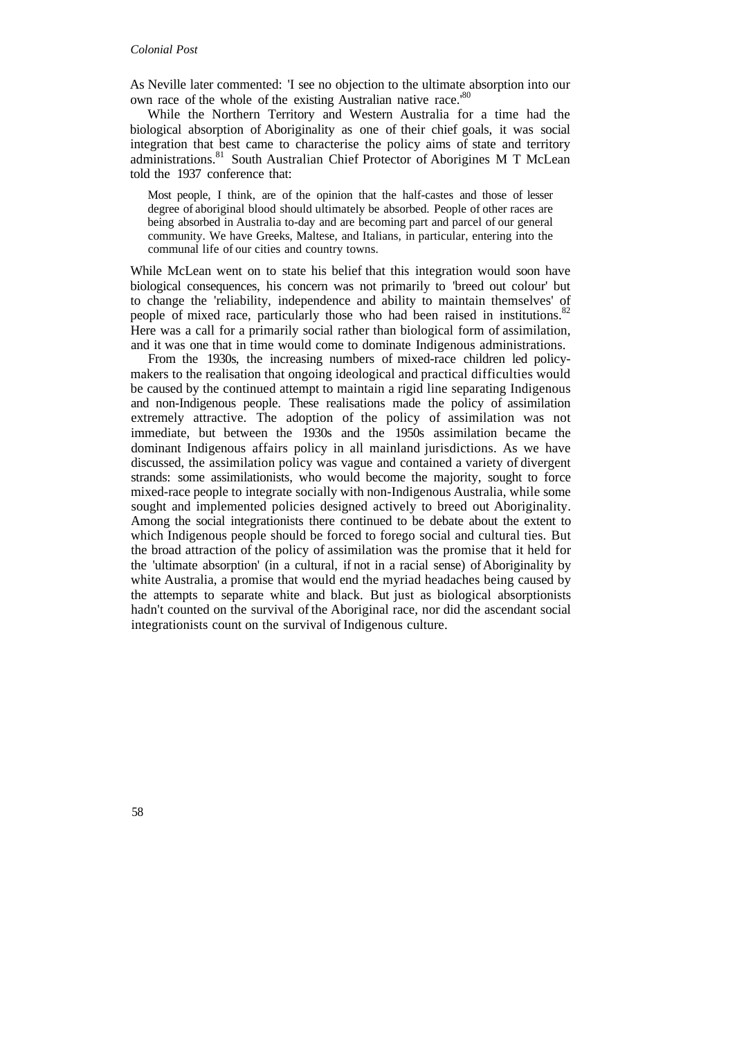As Neville later commented: 'I see no objection to the ultimate absorption into our own race of the whole of the existing Australian native race.'[80]

While the Northern Territory and Western Australia for a time had the biological absorption of Aboriginality as one of their chief goals, it was social integration that best came to characterise the policy aims of state and territory administrations.[81] South Australian Chief Protector of Aborigines M T McLean told the 1937 conference that:

> Most people, I think, are of the opinion that the half-castes and those of lesser degree of aboriginal blood should ultimately be absorbed. People of other races are being absorbed in Australia to-day and are becoming part and parcel of our general community. We have Greeks, Maltese, and Italians, in particular, entering into the communal life of our cities and country towns.

While McLean went on to state his belief that this integration would soon have biological consequences, his concern was not primarily to 'breed out colour' but to change the 'reliability, independence and ability to maintain themselves' of people of mixed race, particularly those who had been raised in institutions.[82] Here was a call for a primarily social rather than biological form of assimilation, and it was one that in time would come to dominate Indigenous administrations.

From the 1930s, the increasing numbers of mixed-race children led policy-makers to the realisation that ongoing ideological and practical difficulties would be caused by the continued attempt to maintain a rigid line separating Indigenous and non-Indigenous people. These realisations made the policy of assimilation extremely attractive. The adoption of the policy of assimilation was not immediate, but between the 1930s and the 1950s assimilation became the dominant Indigenous affairs policy in all mainland jurisdictions. As we have discussed, the assimilation policy was vague and contained a variety of divergent strands: some assimilationists, who would become the majority, sought to force mixed-race people to integrate socially with non-Indigenous Australia, while some sought and implemented policies designed actively to breed out Aboriginality. Among the social integrationists there continued to be debate about the extent to which Indigenous people should be forced to forego social and cultural ties. But the broad attraction of the policy of assimilation was the promise that it held for the 'ultimate absorption' (in a cultural, if not in a racial sense) of Aboriginality by white Australia, a promise that would end the myriad headaches being caused by the attempts to separate white and black. But just as biological absorptionists hadn't counted on the survival of the Aboriginal race, nor did the ascendant social integrationists count on the survival of Indigenous culture.